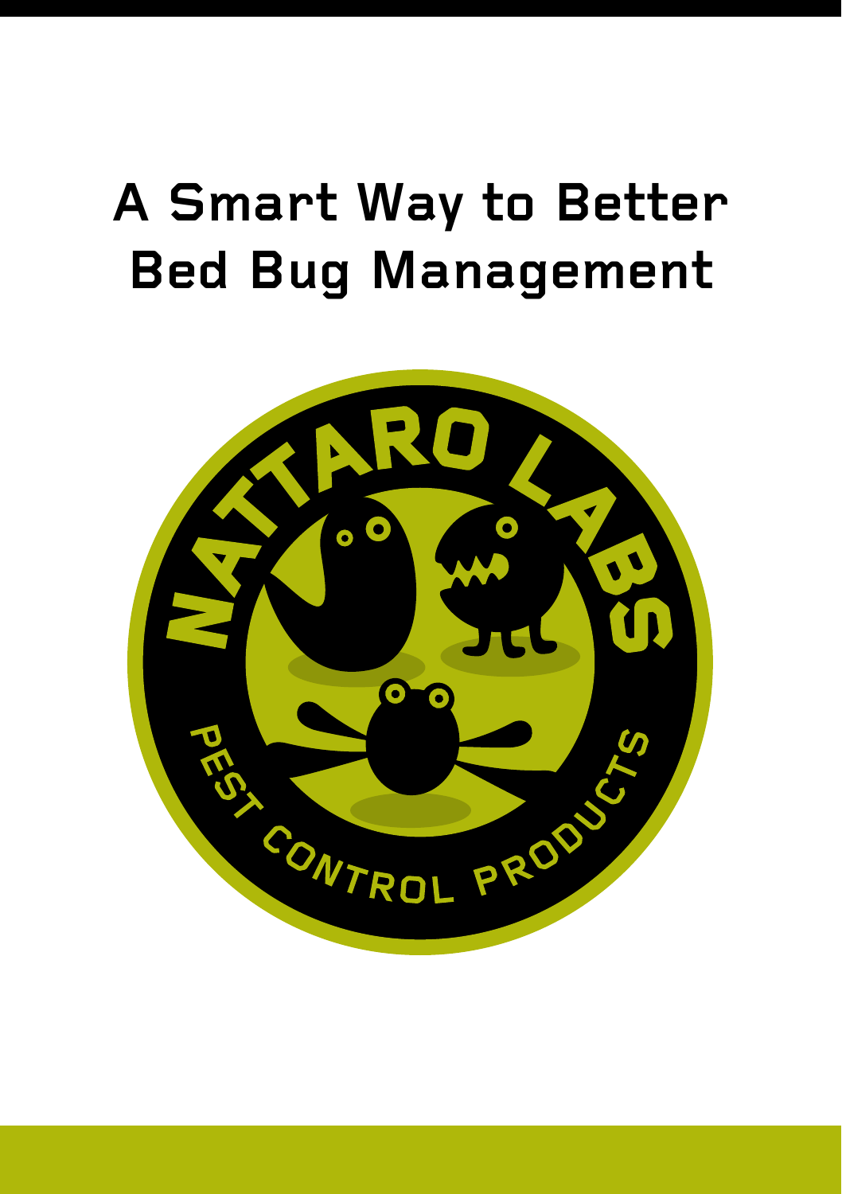# A Smart Way to Better Bed Bug Management

NATTARO LABS

PEST CONTROL PRODUCTS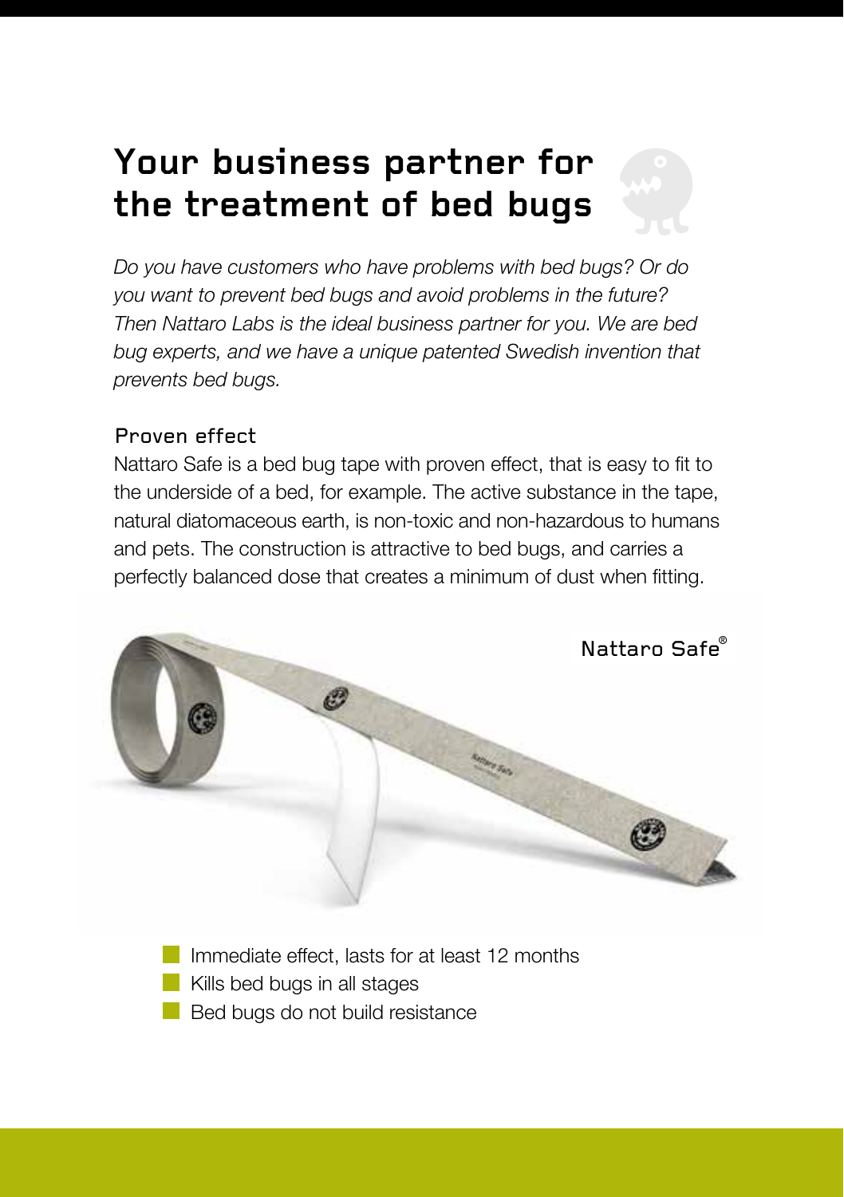# Your business partner for the treatment of bed bugs

*Do you have customers who have problems with bed bugs? Or do you want to prevent bed bugs and avoid problems in the future? Then Nattaro Labs is the ideal business partner for you. We are bed bug experts, and we have a unique patented Swedish invention that prevents bed bugs.*

## Proven effect

Nattaro Safe is a bed bug tape with proven effect, that is easy to fit to the underside of a bed, for example. The active substance in the tape, natural diatomaceous earth, is non-toxic and non-hazardous to humans and pets. The construction is attractive to bed bugs, and carries a perfectly balanced dose that creates a minimum of dust when fitting.

Nattaro Safe®

- Immediate effect, lasts for at least 12 months
- Kills bed bugs in all stages
- Bed bugs do not build resistance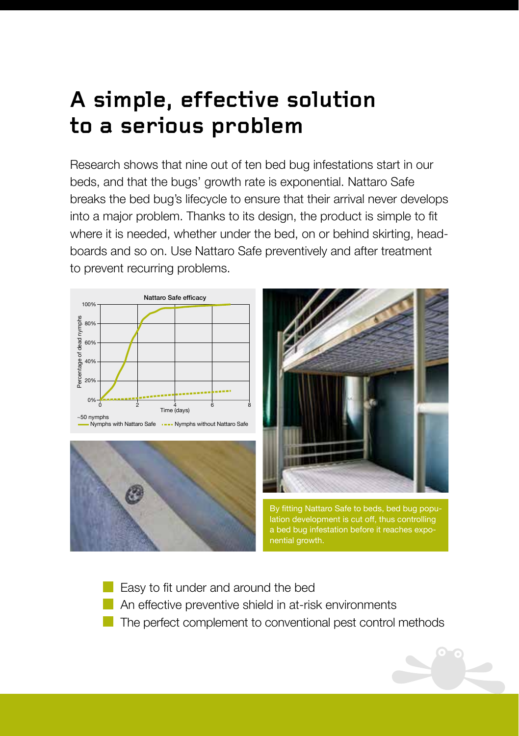# A simple, effective solution to a serious problem

Research shows that nine out of ten bed bug infestations start in our beds, and that the bugs' growth rate is exponential. Nattaro Safe breaks the bed bug's lifecycle to ensure that their arrival never develops into a major problem. Thanks to its design, the product is simple to fit where it is needed, whether under the bed, on or behind skirting, head-boards and so on. Use Nattaro Safe preventively and after treatment to prevent recurring problems.

Nattaro Safe efficacy

~50 nymphs

Nymphs with Nattaro Safe — Nymphs without Nattaro Safe

By fitting Nattaro Safe to beds, bed bug population development is cut off, thus controlling a bed bug infestation before it reaches exponential growth.

- Easy to fit under and around the bed
- An effective preventive shield in at-risk environments
- The perfect complement to conventional pest control methods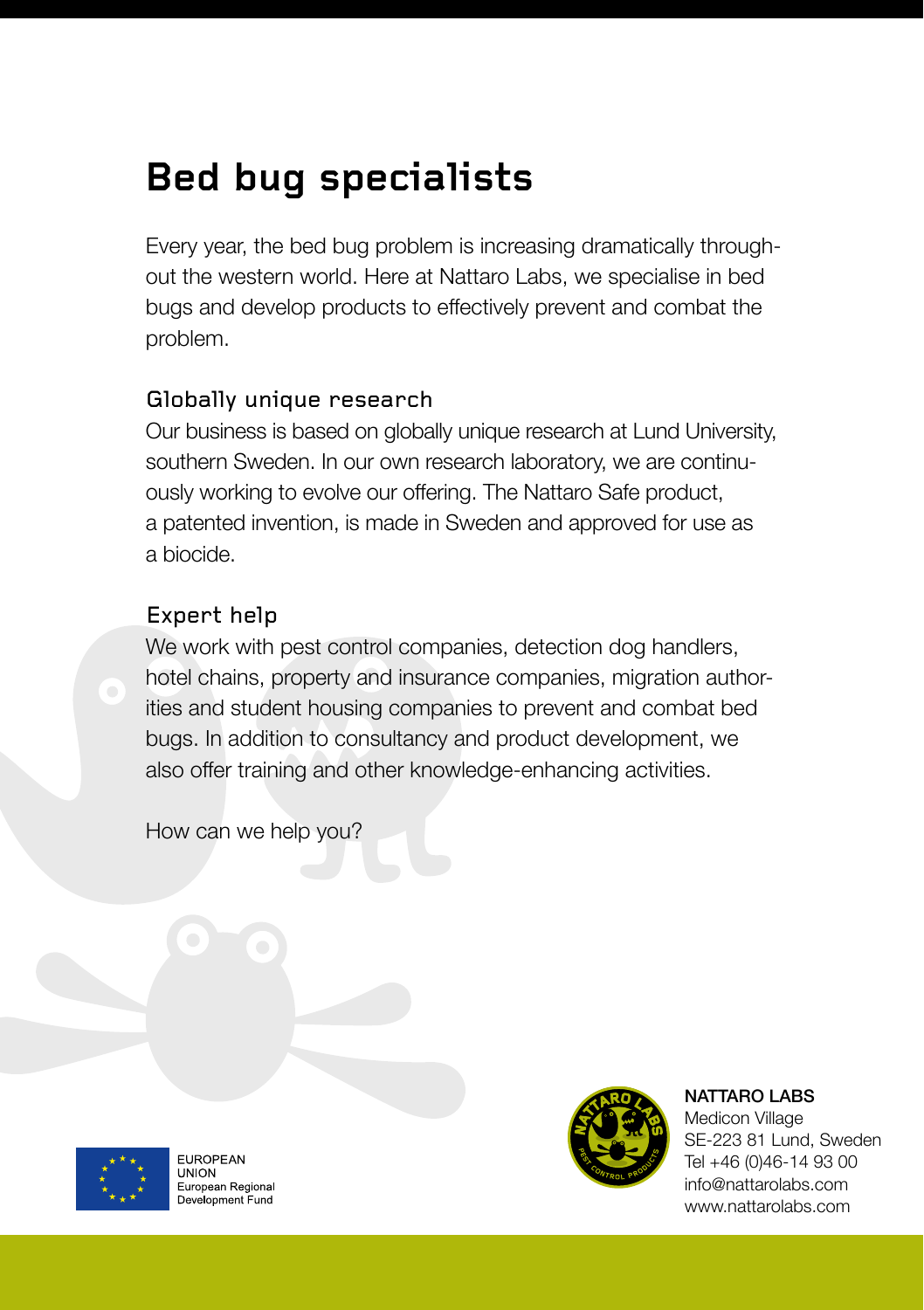# Bed bug specialists

Every year, the bed bug problem is increasing dramatically throughout the western world. Here at Nattaro Labs, we specialise in bed bugs and develop products to effectively prevent and combat the problem.

## Globally unique research

Our business is based on globally unique research at Lund University, southern Sweden. In our own research laboratory, we are continuously working to evolve our offering. The Nattaro Safe product, a patented invention, is made in Sweden and approved for use as a biocide.

## Expert help

We work with pest control companies, detection dog handlers, hotel chains, property and insurance companies, migration authorities and student housing companies to prevent and combat bed bugs. In addition to consultancy and product development, we also offer training and other knowledge-enhancing activities.

How can we help you?

EUROPEAN UNION
European Regional Development Fund

**NATTARO LABS**
Medicon Village
SE-223 81 Lund, Sweden
Tel +46 (0)46-14 93 00
info@nattarolabs.com
www.nattarolabs.com